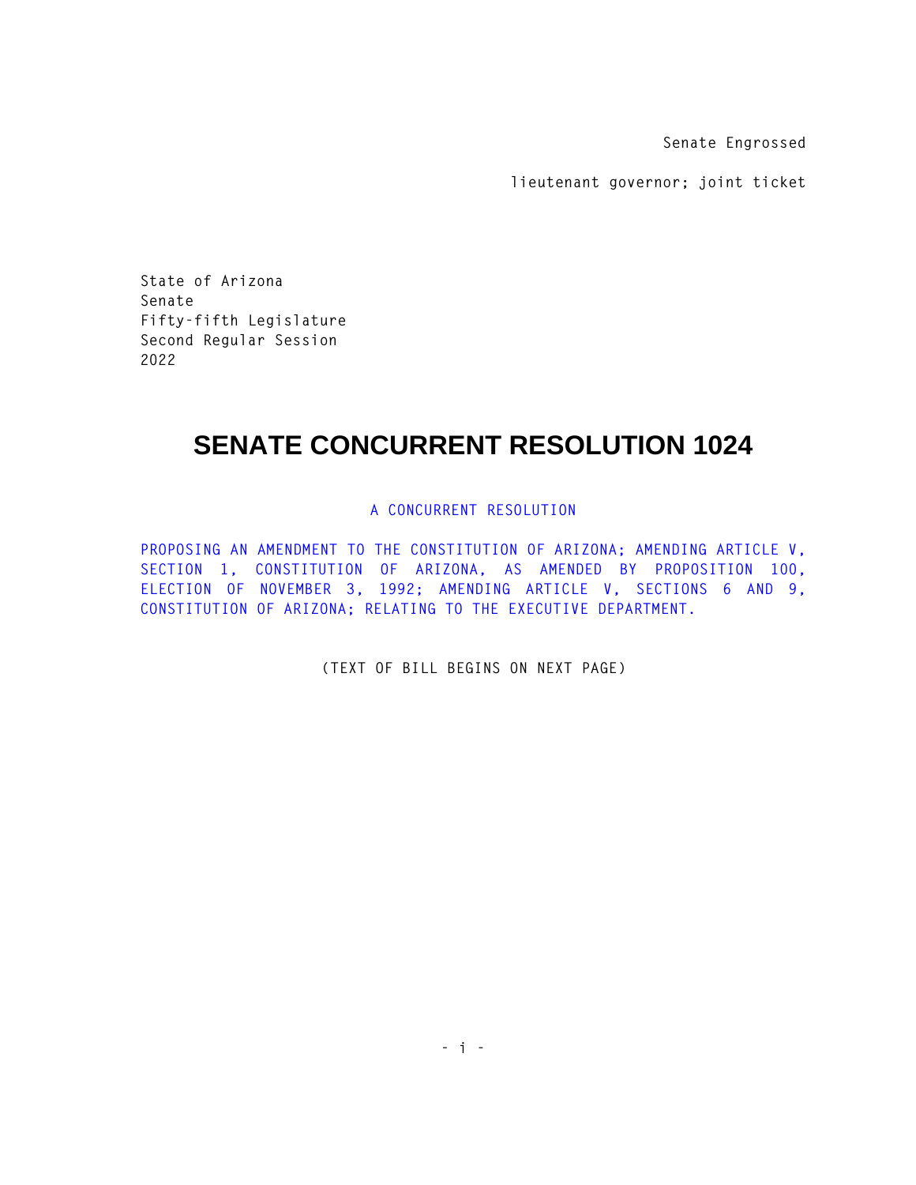Senate Engrossed

lieutenant governor; joint ticket

State of Arizona
Senate
Fifty-fifth Legislature
Second Regular Session
2022

# SENATE CONCURRENT RESOLUTION 1024

A CONCURRENT RESOLUTION

PROPOSING AN AMENDMENT TO THE CONSTITUTION OF ARIZONA; AMENDING ARTICLE V, SECTION 1, CONSTITUTION OF ARIZONA, AS AMENDED BY PROPOSITION 100, ELECTION OF NOVEMBER 3, 1992; AMENDING ARTICLE V, SECTIONS 6 AND 9, CONSTITUTION OF ARIZONA; RELATING TO THE EXECUTIVE DEPARTMENT.

(TEXT OF BILL BEGINS ON NEXT PAGE)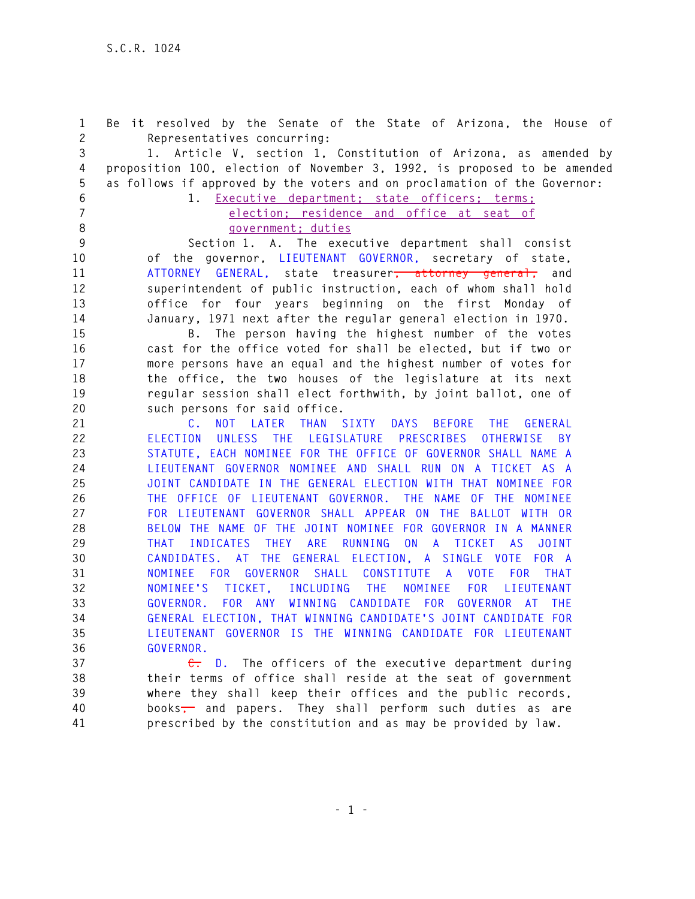Be it resolved by the Senate of the State of Arizona, the House of Representatives concurring:

1. Article V, section 1, Constitution of Arizona, as amended by proposition 100, election of November 3, 1992, is proposed to be amended as follows if approved by the voters and on proclamation of the Governor:

1. Executive department; state officers; terms; election; residence and office at seat of government; duties

Section 1. A. The executive department shall consist of the governor, LIEUTENANT GOVERNOR, secretary of state, ATTORNEY GENERAL, state treasurer~~, attorney general,~~ and superintendent of public instruction, each of whom shall hold office for four years beginning on the first Monday of January, 1971 next after the regular general election in 1970.

B. The person having the highest number of the votes cast for the office voted for shall be elected, but if two or more persons have an equal and the highest number of votes for the office, the two houses of the legislature at its next regular session shall elect forthwith, by joint ballot, one of such persons for said office.

C. NOT LATER THAN SIXTY DAYS BEFORE THE GENERAL ELECTION UNLESS THE LEGISLATURE PRESCRIBES OTHERWISE BY STATUTE, EACH NOMINEE FOR THE OFFICE OF GOVERNOR SHALL NAME A LIEUTENANT GOVERNOR NOMINEE AND SHALL RUN ON A TICKET AS A JOINT CANDIDATE IN THE GENERAL ELECTION WITH THAT NOMINEE FOR THE OFFICE OF LIEUTENANT GOVERNOR. THE NAME OF THE NOMINEE FOR LIEUTENANT GOVERNOR SHALL APPEAR ON THE BALLOT WITH OR BELOW THE NAME OF THE JOINT NOMINEE FOR GOVERNOR IN A MANNER THAT INDICATES THEY ARE RUNNING ON A TICKET AS JOINT CANDIDATES. AT THE GENERAL ELECTION, A SINGLE VOTE FOR A NOMINEE FOR GOVERNOR SHALL CONSTITUTE A VOTE FOR THAT NOMINEE'S TICKET, INCLUDING THE NOMINEE FOR LIEUTENANT GOVERNOR. FOR ANY WINNING CANDIDATE FOR GOVERNOR AT THE GENERAL ELECTION, THAT WINNING CANDIDATE'S JOINT CANDIDATE FOR LIEUTENANT GOVERNOR IS THE WINNING CANDIDATE FOR LIEUTENANT GOVERNOR.

~~C.~~ D. The officers of the executive department during their terms of office shall reside at the seat of government where they shall keep their offices and the public records, books~~,~~ and papers. They shall perform such duties as are prescribed by the constitution and as may be provided by law.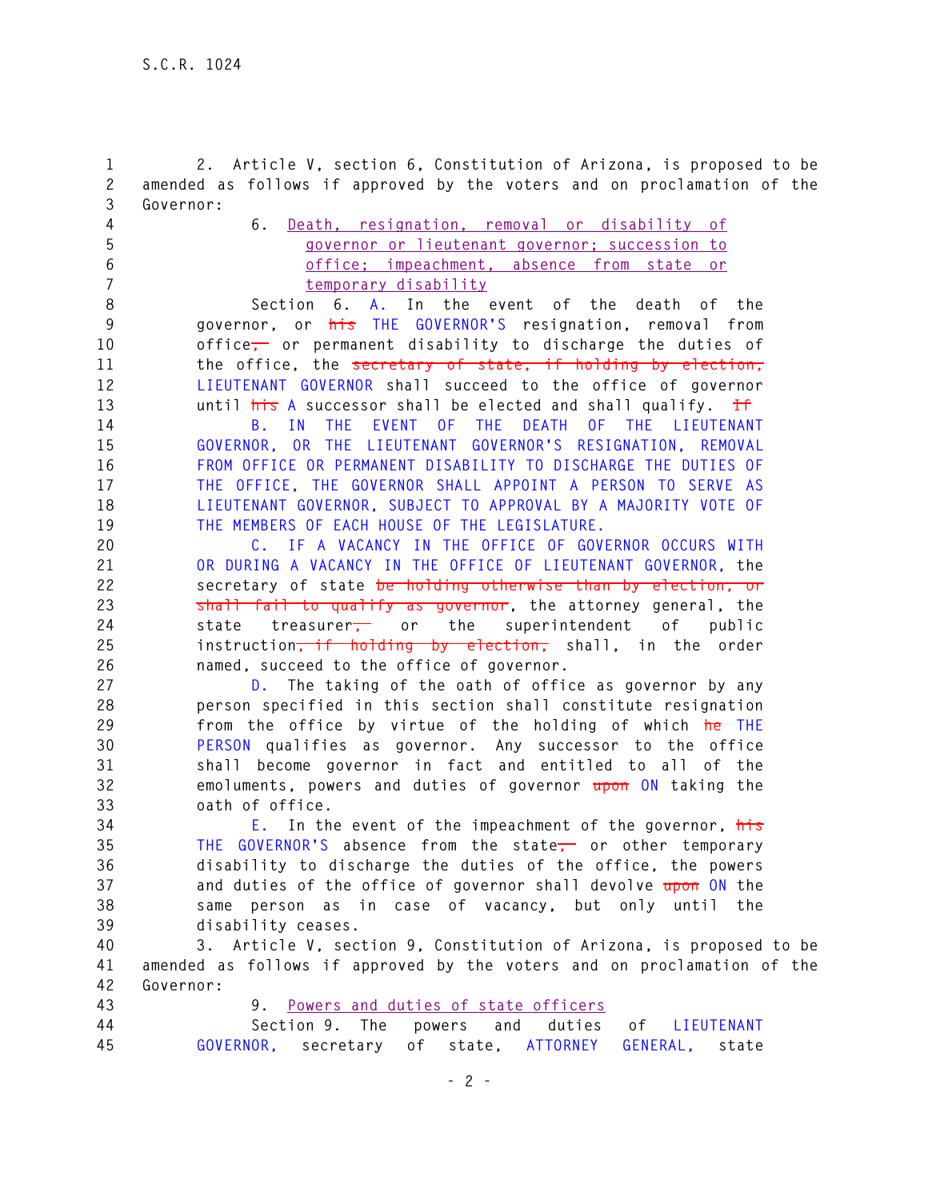2. Article V, section 6, Constitution of Arizona, is proposed to be amended as follows if approved by the voters and on proclamation of the Governor:

6. Death, resignation, removal or disability of governor or lieutenant governor; succession to office; impeachment, absence from state or temporary disability

Section 6. A. In the event of the death of the governor, or ~~his~~ THE GOVERNOR'S resignation, removal from office~~,~~ or permanent disability to discharge the duties of the office, the ~~secretary of state, if holding by election,~~ LIEUTENANT GOVERNOR shall succeed to the office of governor until ~~his~~ A successor shall be elected and shall qualify. ~~If~~

B. IN THE EVENT OF THE DEATH OF THE LIEUTENANT GOVERNOR, OR THE LIEUTENANT GOVERNOR'S RESIGNATION, REMOVAL FROM OFFICE OR PERMANENT DISABILITY TO DISCHARGE THE DUTIES OF THE OFFICE, THE GOVERNOR SHALL APPOINT A PERSON TO SERVE AS LIEUTENANT GOVERNOR, SUBJECT TO APPROVAL BY A MAJORITY VOTE OF THE MEMBERS OF EACH HOUSE OF THE LEGISLATURE.

C. IF A VACANCY IN THE OFFICE OF GOVERNOR OCCURS WITH OR DURING A VACANCY IN THE OFFICE OF LIEUTENANT GOVERNOR, the secretary of state ~~be holding otherwise than by election, or shall fail to qualify as governor~~, the attorney general, the state treasurer~~,~~ or the superintendent of public instruction~~, if holding by election,~~ shall, in the order named, succeed to the office of governor.

D. The taking of the oath of office as governor by any person specified in this section shall constitute resignation from the office by virtue of the holding of which ~~he~~ THE PERSON qualifies as governor. Any successor to the office shall become governor in fact and entitled to all of the emoluments, powers and duties of governor ~~upon~~ ON taking the oath of office.

E. In the event of the impeachment of the governor, ~~his~~ THE GOVERNOR'S absence from the state~~,~~ or other temporary disability to discharge the duties of the office, the powers and duties of the office of governor shall devolve ~~upon~~ ON the same person as in case of vacancy, but only until the disability ceases.

3. Article V, section 9, Constitution of Arizona, is proposed to be amended as follows if approved by the voters and on proclamation of the Governor:

9. Powers and duties of state officers

Section 9. The powers and duties of LIEUTENANT GOVERNOR, secretary of state, ATTORNEY GENERAL, state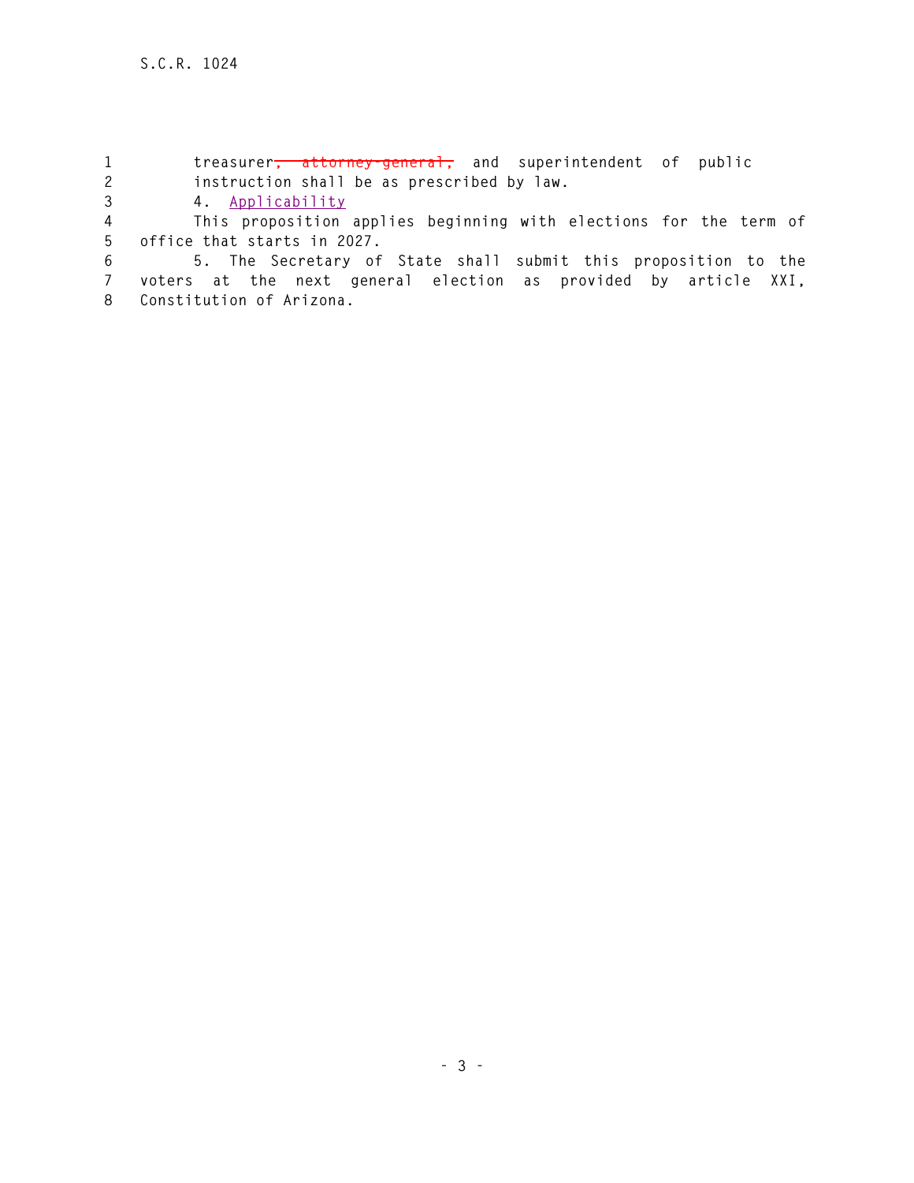treasurer~~, attorney general,~~ and superintendent of public instruction shall be as prescribed by law.

4. Applicability

This proposition applies beginning with elections for the term of office that starts in 2027.

5. The Secretary of State shall submit this proposition to the voters at the next general election as provided by article XXI, Constitution of Arizona.